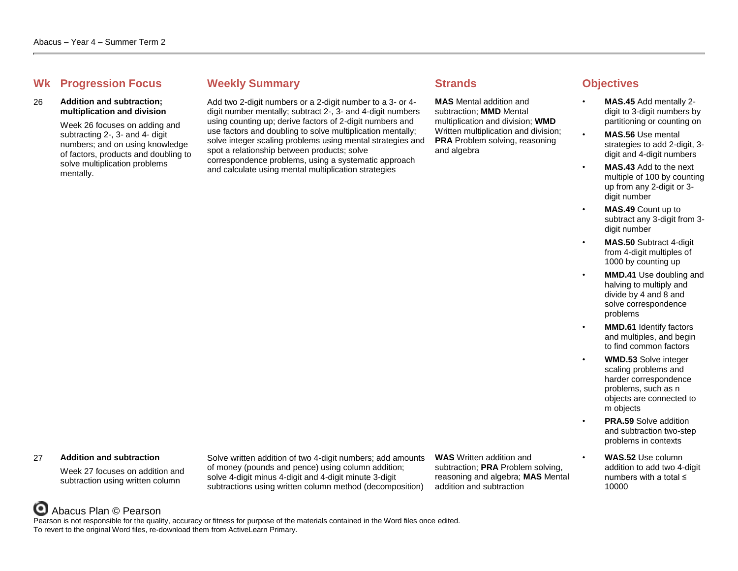Abacus – Year 4 – Summer Term 2

| Wk | Progression Focus | Weekly Summary | Strands | Objectives |
|---|---|---|---|---|
| 26 | **Addition and subtraction; multiplication and division**<br><br>Week 26 focuses on adding and subtracting 2-, 3- and 4- digit numbers; and on using knowledge of factors, products and doubling to solve multiplication problems mentally. | Add two 2-digit numbers or a 2-digit number to a 3- or 4-digit number mentally; subtract 2-, 3- and 4-digit numbers using counting up; derive factors of 2-digit numbers and use factors and doubling to solve multiplication mentally; solve integer scaling problems using mental strategies and spot a relationship between products; solve correspondence problems, using a systematic approach and calculate using mental multiplication strategies | **MAS** Mental addition and subtraction; **MMD** Mental multiplication and division; **WMD** Written multiplication and division; **PRA** Problem solving, reasoning and algebra | • **MAS.45** Add mentally 2-digit to 3-digit numbers by partitioning or counting on<br>• **MAS.56** Use mental strategies to add 2-digit, 3-digit and 4-digit numbers<br>• **MAS.43** Add to the next multiple of 100 by counting up from any 2-digit or 3-digit number<br>• **MAS.49** Count up to subtract any 3-digit from 3-digit number<br>• **MAS.50** Subtract 4-digit from 4-digit multiples of 1000 by counting up<br>• **MMD.41** Use doubling and halving to multiply and divide by 4 and 8 and solve correspondence problems<br>• **MMD.61** Identify factors and multiples, and begin to find common factors<br>• **WMD.53** Solve integer scaling problems and harder correspondence problems, such as n objects are connected to m objects<br>• **PRA.59** Solve addition and subtraction two-step problems in contexts |
| 27 | **Addition and subtraction**<br><br>Week 27 focuses on addition and subtraction using written column | Solve written addition of two 4-digit numbers; add amounts of money (pounds and pence) using column addition; solve 4-digit minus 4-digit and 4-digit minute 3-digit subtractions using written column method (decomposition) | **WAS** Written addition and subtraction; **PRA** Problem solving, reasoning and algebra; **MAS** Mental addition and subtraction | • **WAS.52** Use column addition to add two 4-digit numbers with a total ≤ 10000 |

Abacus Plan © Pearson

Pearson is not responsible for the quality, accuracy or fitness for purpose of the materials contained in the Word files once edited.
To revert to the original Word files, re-download them from ActiveLearn Primary.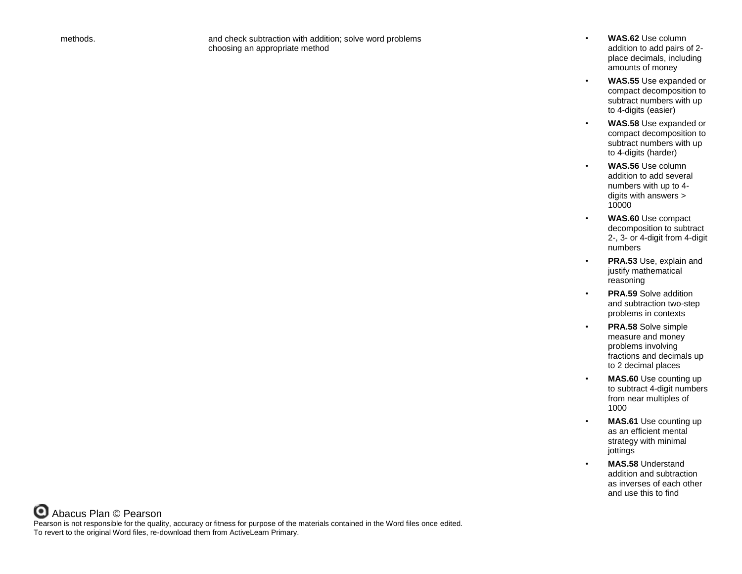| | | |
|---|---|---|
| methods. | and check subtraction with addition; solve word problems choosing an appropriate method | • **WAS.62** Use column addition to add pairs of 2-place decimals, including amounts of money<br>• **WAS.55** Use expanded or compact decomposition to subtract numbers with up to 4-digits (easier)<br>• **WAS.58** Use expanded or compact decomposition to subtract numbers with up to 4-digits (harder)<br>• **WAS.56** Use column addition to add several numbers with up to 4-digits with answers > 10000<br>• **WAS.60** Use compact decomposition to subtract 2-, 3- or 4-digit from 4-digit numbers<br>• **PRA.53** Use, explain and justify mathematical reasoning<br>• **PRA.59** Solve addition and subtraction two-step problems in contexts<br>• **PRA.58** Solve simple measure and money problems involving fractions and decimals up to 2 decimal places<br>• **MAS.60** Use counting up to subtract 4-digit numbers from near multiples of 1000<br>• **MAS.61** Use counting up as an efficient mental strategy with minimal jottings<br>• **MAS.58** Understand addition and subtraction as inverses of each other and use this to find |

Abacus Plan © Pearson

Pearson is not responsible for the quality, accuracy or fitness for purpose of the materials contained in the Word files once edited.
To revert to the original Word files, re-download them from ActiveLearn Primary.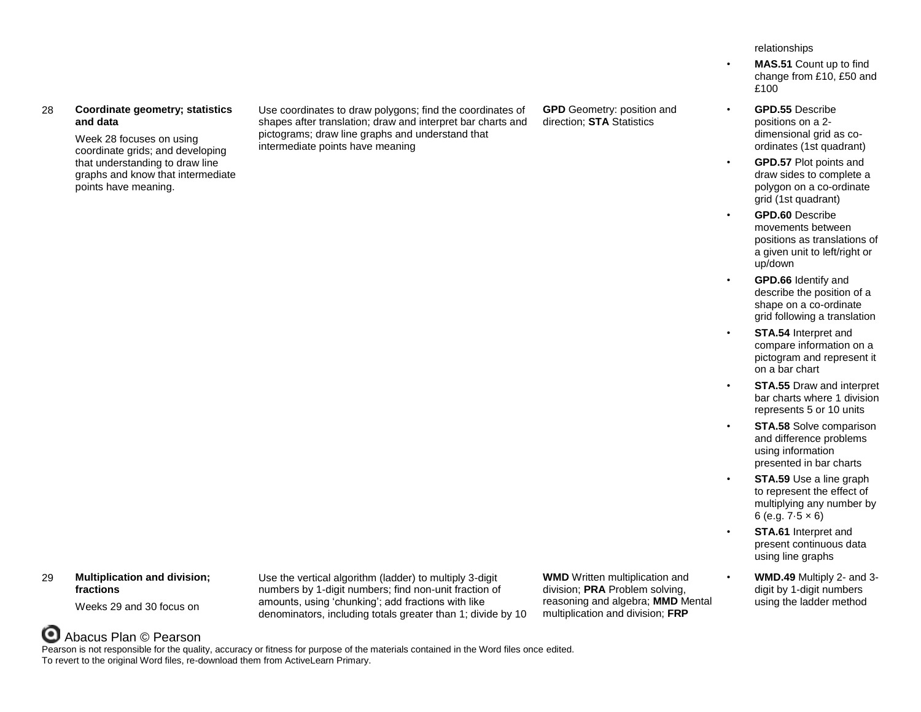| | | | | |
|---|---|---|---|---|
| | | | | relationships<br>• **MAS.51** Count up to find change from £10, £50 and £100 |
| 28 | **Coordinate geometry; statistics and data**<br><br>Week 28 focuses on using coordinate grids; and developing that understanding to draw line graphs and know that intermediate points have meaning. | Use coordinates to draw polygons; find the coordinates of shapes after translation; draw and interpret bar charts and pictograms; draw line graphs and understand that intermediate points have meaning | **GPD** Geometry: position and direction; **STA** Statistics | • **GPD.55** Describe positions on a 2-dimensional grid as co-ordinates (1st quadrant)<br>• **GPD.57** Plot points and draw sides to complete a polygon on a co-ordinate grid (1st quadrant)<br>• **GPD.60** Describe movements between positions as translations of a given unit to left/right or up/down<br>• **GPD.66** Identify and describe the position of a shape on a co-ordinate grid following a translation<br>• **STA.54** Interpret and compare information on a pictogram and represent it on a bar chart<br>• **STA.55** Draw and interpret bar charts where 1 division represents 5 or 10 units<br>• **STA.58** Solve comparison and difference problems using information presented in bar charts<br>• **STA.59** Use a line graph to represent the effect of multiplying any number by 6 (e.g. 7·5 × 6)<br>• **STA.61** Interpret and present continuous data using line graphs |
| 29 | **Multiplication and division; fractions**<br><br>Weeks 29 and 30 focus on | Use the vertical algorithm (ladder) to multiply 3-digit numbers by 1-digit numbers; find non-unit fraction of amounts, using 'chunking'; add fractions with like denominators, including totals greater than 1; divide by 10 | **WMD** Written multiplication and division; **PRA** Problem solving, reasoning and algebra; **MMD** Mental multiplication and division; **FRP** | • **WMD.49** Multiply 2- and 3-digit by 1-digit numbers using the ladder method |

Abacus Plan © Pearson

Pearson is not responsible for the quality, accuracy or fitness for purpose of the materials contained in the Word files once edited.
To revert to the original Word files, re-download them from ActiveLearn Primary.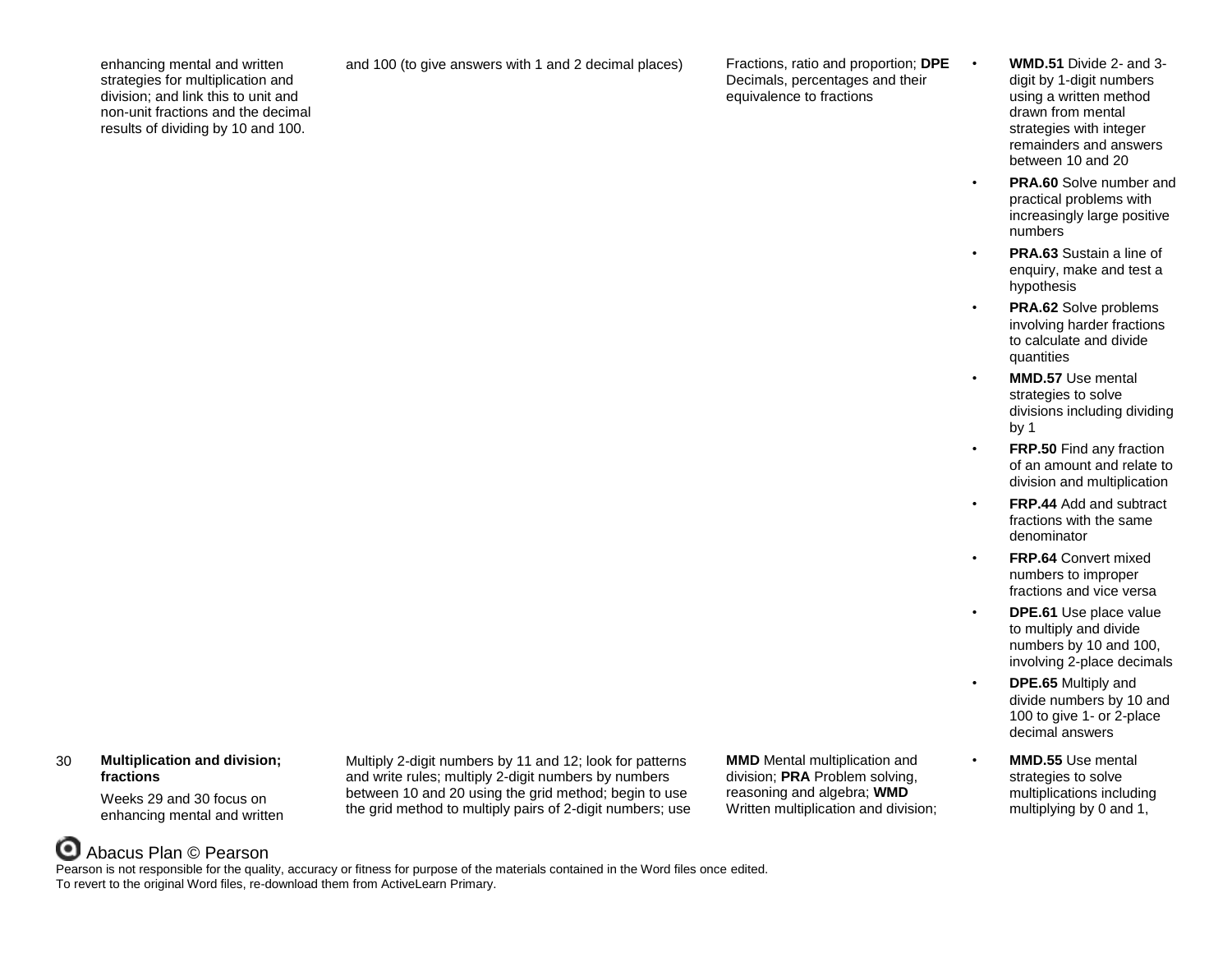| | | | | |
|---|---|---|---|---|
| | enhancing mental and written strategies for multiplication and division; and link this to unit and non-unit fractions and the decimal results of dividing by 10 and 100. | and 100 (to give answers with 1 and 2 decimal places) | Fractions, ratio and proportion; **DPE** Decimals, percentages and their equivalence to fractions | • **WMD.51** Divide 2- and 3-digit by 1-digit numbers using a written method drawn from mental strategies with integer remainders and answers between 10 and 20<br>• **PRA.60** Solve number and practical problems with increasingly large positive numbers<br>• **PRA.63** Sustain a line of enquiry, make and test a hypothesis<br>• **PRA.62** Solve problems involving harder fractions to calculate and divide quantities<br>• **MMD.57** Use mental strategies to solve divisions including dividing by 1<br>• **FRP.50** Find any fraction of an amount and relate to division and multiplication<br>• **FRP.44** Add and subtract fractions with the same denominator<br>• **FRP.64** Convert mixed numbers to improper fractions and vice versa<br>• **DPE.61** Use place value to multiply and divide numbers by 10 and 100, involving 2-place decimals<br>• **DPE.65** Multiply and divide numbers by 10 and 100 to give 1- or 2-place decimal answers |
| 30 | **Multiplication and division; fractions**<br>Weeks 29 and 30 focus on enhancing mental and written | Multiply 2-digit numbers by 11 and 12; look for patterns and write rules; multiply 2-digit numbers by numbers between 10 and 20 using the grid method; begin to use the grid method to multiply pairs of 2-digit numbers; use | **MMD** Mental multiplication and division; **PRA** Problem solving, reasoning and algebra; **WMD** Written multiplication and division; | • **MMD.55** Use mental strategies to solve multiplications including multiplying by 0 and 1, |

Abacus Plan © Pearson

Pearson is not responsible for the quality, accuracy or fitness for purpose of the materials contained in the Word files once edited.
To revert to the original Word files, re-download them from ActiveLearn Primary.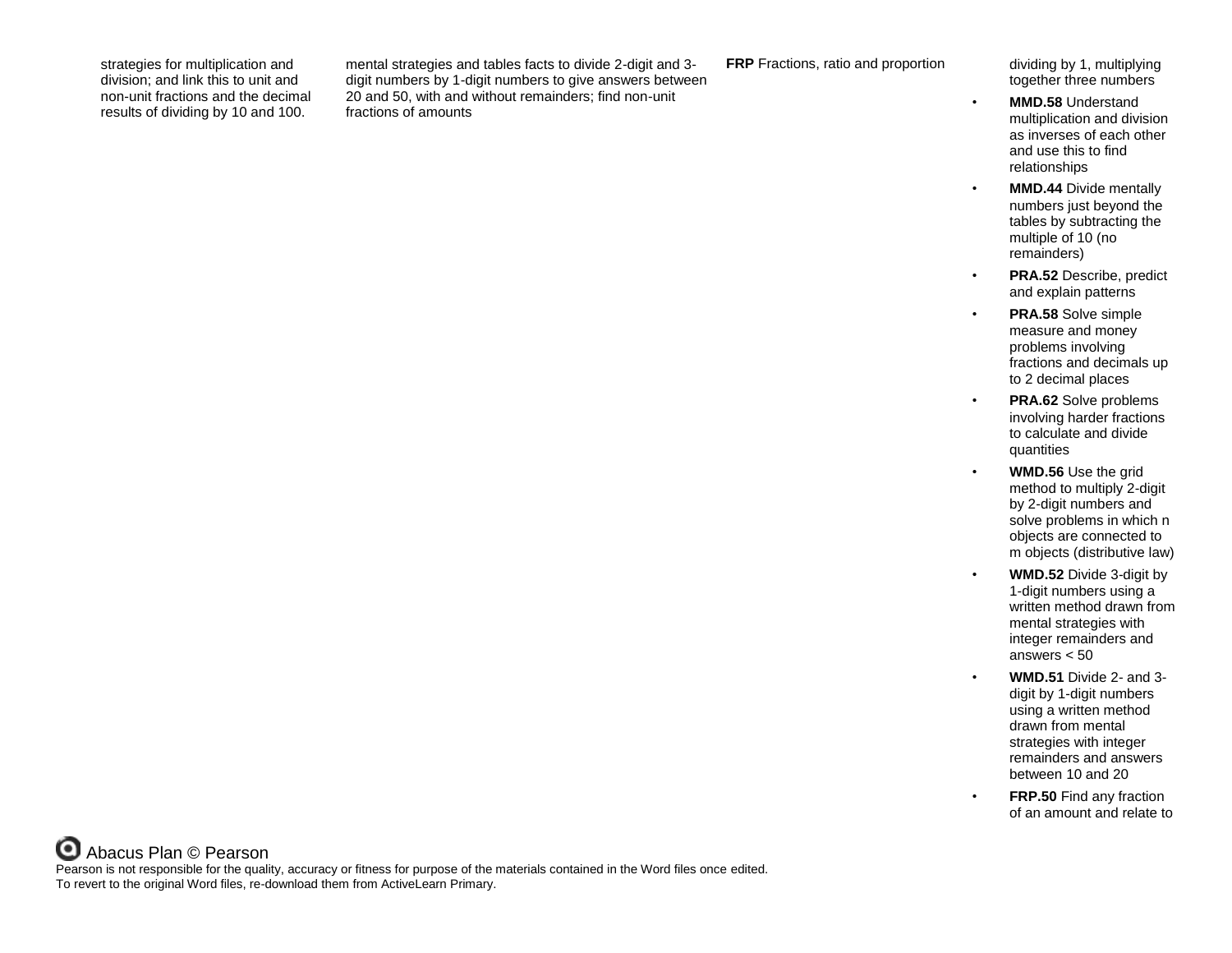| | | | |
|---|---|---|---|
| strategies for multiplication and division; and link this to unit and non-unit fractions and the decimal results of dividing by 10 and 100. | mental strategies and tables facts to divide 2-digit and 3-digit numbers by 1-digit numbers to give answers between 20 and 50, with and without remainders; find non-unit fractions of amounts | **FRP** Fractions, ratio and proportion | dividing by 1, multiplying together three numbers<br>• **MMD.58** Understand multiplication and division as inverses of each other and use this to find relationships<br>• **MMD.44** Divide mentally numbers just beyond the tables by subtracting the multiple of 10 (no remainders)<br>• **PRA.52** Describe, predict and explain patterns<br>• **PRA.58** Solve simple measure and money problems involving fractions and decimals up to 2 decimal places<br>• **PRA.62** Solve problems involving harder fractions to calculate and divide quantities<br>• **WMD.56** Use the grid method to multiply 2-digit by 2-digit numbers and solve problems in which n objects are connected to m objects (distributive law)<br>• **WMD.52** Divide 3-digit by 1-digit numbers using a written method drawn from mental strategies with integer remainders and answers < 50<br>• **WMD.51** Divide 2- and 3-digit by 1-digit numbers using a written method drawn from mental strategies with integer remainders and answers between 10 and 20<br>• **FRP.50** Find any fraction of an amount and relate to |

Abacus Plan © Pearson

Pearson is not responsible for the quality, accuracy or fitness for purpose of the materials contained in the Word files once edited.
To revert to the original Word files, re-download them from ActiveLearn Primary.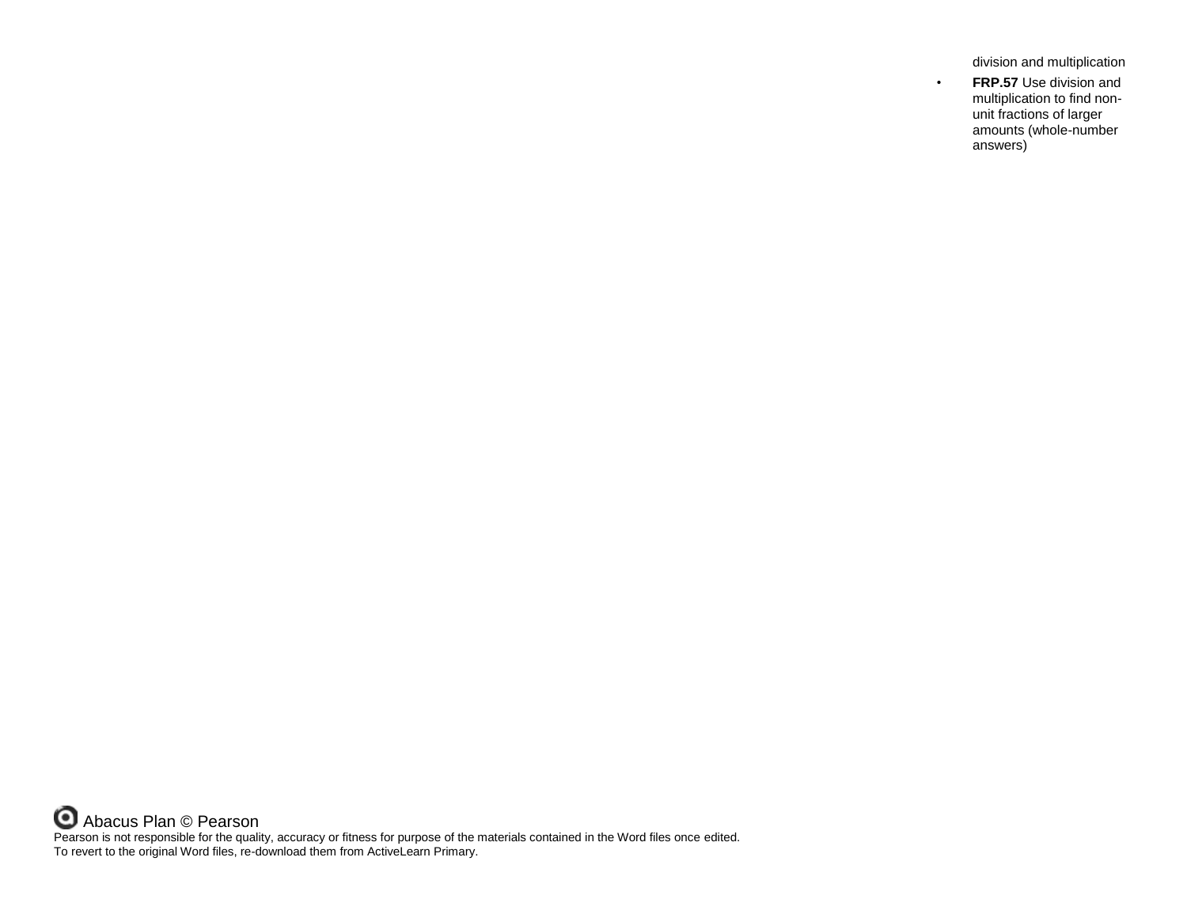division and multiplication

- **FRP.57** Use division and multiplication to find non-unit fractions of larger amounts (whole-number answers)

Abacus Plan © Pearson

Pearson is not responsible for the quality, accuracy or fitness for purpose of the materials contained in the Word files once edited.
To revert to the original Word files, re-download them from ActiveLearn Primary.